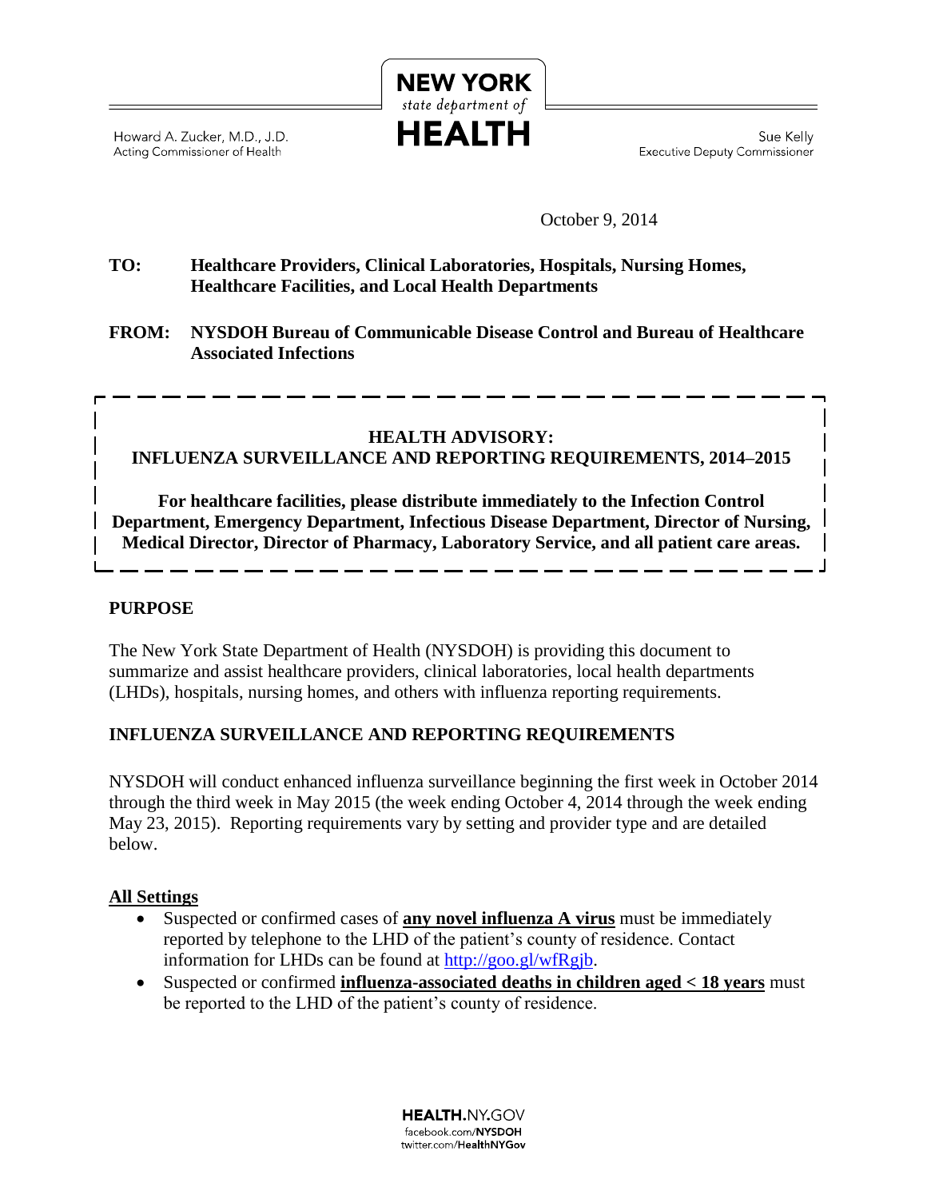NEW YORK
state department of
HEALTH

Howard A. Zucker, M.D., J.D.
Acting Commissioner of Health

Sue Kelly
Executive Deputy Commissioner

October 9, 2014

**TO:** **Healthcare Providers, Clinical Laboratories, Hospitals, Nursing Homes, Healthcare Facilities, and Local Health Departments**

**FROM:** **NYSDOH Bureau of Communicable Disease Control and Bureau of Healthcare Associated Infections**

**HEALTH ADVISORY:**
**INFLUENZA SURVEILLANCE AND REPORTING REQUIREMENTS, 2014–2015**

**For healthcare facilities, please distribute immediately to the Infection Control Department, Emergency Department, Infectious Disease Department, Director of Nursing, Medical Director, Director of Pharmacy, Laboratory Service, and all patient care areas.**

## PURPOSE

The New York State Department of Health (NYSDOH) is providing this document to summarize and assist healthcare providers, clinical laboratories, local health departments (LHDs), hospitals, nursing homes, and others with influenza reporting requirements.

## INFLUENZA SURVEILLANCE AND REPORTING REQUIREMENTS

NYSDOH will conduct enhanced influenza surveillance beginning the first week in October 2014 through the third week in May 2015 (the week ending October 4, 2014 through the week ending May 23, 2015). Reporting requirements vary by setting and provider type and are detailed below.

### All Settings

- Suspected or confirmed cases of **any novel influenza A virus** must be immediately reported by telephone to the LHD of the patient's county of residence. Contact information for LHDs can be found at http://goo.gl/wfRgjb.
- Suspected or confirmed **influenza-associated deaths in children aged < 18 years** must be reported to the LHD of the patient's county of residence.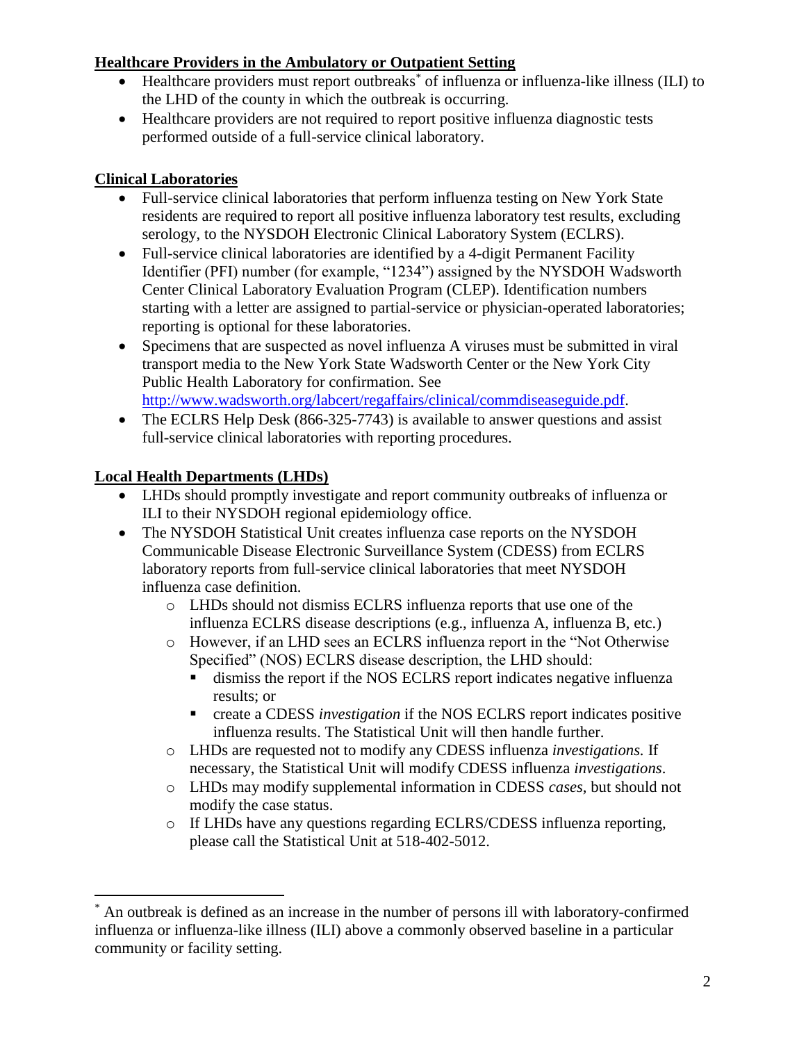**Healthcare Providers in the Ambulatory or Outpatient Setting**

- Healthcare providers must report outbreaks[*] of influenza or influenza-like illness (ILI) to the LHD of the county in which the outbreak is occurring.
- Healthcare providers are not required to report positive influenza diagnostic tests performed outside of a full-service clinical laboratory.

**Clinical Laboratories**

- Full-service clinical laboratories that perform influenza testing on New York State residents are required to report all positive influenza laboratory test results, excluding serology, to the NYSDOH Electronic Clinical Laboratory System (ECLRS).
- Full-service clinical laboratories are identified by a 4-digit Permanent Facility Identifier (PFI) number (for example, "1234") assigned by the NYSDOH Wadsworth Center Clinical Laboratory Evaluation Program (CLEP). Identification numbers starting with a letter are assigned to partial-service or physician-operated laboratories; reporting is optional for these laboratories.
- Specimens that are suspected as novel influenza A viruses must be submitted in viral transport media to the New York State Wadsworth Center or the New York City Public Health Laboratory for confirmation. See http://www.wadsworth.org/labcert/regaffairs/clinical/commdiseaseguide.pdf.
- The ECLRS Help Desk (866-325-7743) is available to answer questions and assist full-service clinical laboratories with reporting procedures.

**Local Health Departments (LHDs)**

- LHDs should promptly investigate and report community outbreaks of influenza or ILI to their NYSDOH regional epidemiology office.
- The NYSDOH Statistical Unit creates influenza case reports on the NYSDOH Communicable Disease Electronic Surveillance System (CDESS) from ECLRS laboratory reports from full-service clinical laboratories that meet NYSDOH influenza case definition.
  - LHDs should not dismiss ECLRS influenza reports that use one of the influenza ECLRS disease descriptions (e.g., influenza A, influenza B, etc.)
  - However, if an LHD sees an ECLRS influenza report in the "Not Otherwise Specified" (NOS) ECLRS disease description, the LHD should:
    - dismiss the report if the NOS ECLRS report indicates negative influenza results; or
    - create a CDESS *investigation* if the NOS ECLRS report indicates positive influenza results. The Statistical Unit will then handle further.
  - LHDs are requested not to modify any CDESS influenza *investigations.* If necessary, the Statistical Unit will modify CDESS influenza *investigations*.
  - LHDs may modify supplemental information in CDESS *cases*, but should not modify the case status.
  - If LHDs have any questions regarding ECLRS/CDESS influenza reporting, please call the Statistical Unit at 518-402-5012.

---

[*] An outbreak is defined as an increase in the number of persons ill with laboratory-confirmed influenza or influenza-like illness (ILI) above a commonly observed baseline in a particular community or facility setting.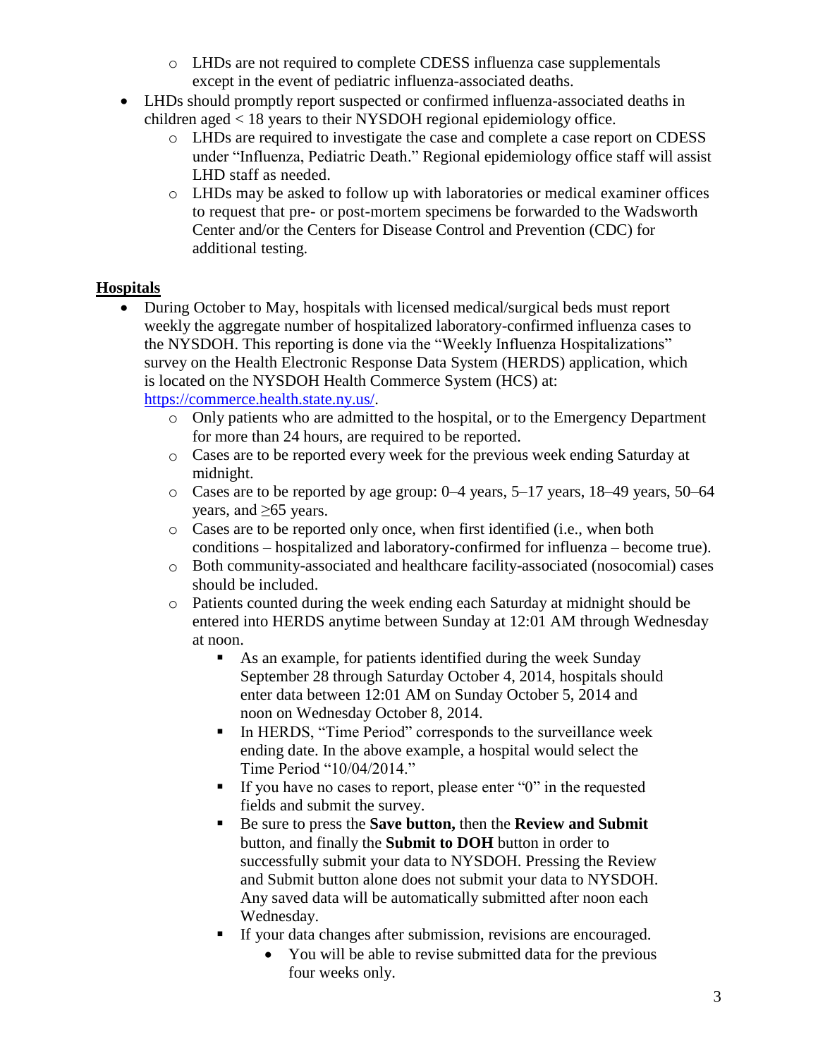- LHDs are not required to complete CDESS influenza case supplementals except in the event of pediatric influenza-associated deaths.
- LHDs should promptly report suspected or confirmed influenza-associated deaths in children aged < 18 years to their NYSDOH regional epidemiology office.
  - LHDs are required to investigate the case and complete a case report on CDESS under "Influenza, Pediatric Death." Regional epidemiology office staff will assist LHD staff as needed.
  - LHDs may be asked to follow up with laboratories or medical examiner offices to request that pre- or post-mortem specimens be forwarded to the Wadsworth Center and/or the Centers for Disease Control and Prevention (CDC) for additional testing.

## Hospitals

- During October to May, hospitals with licensed medical/surgical beds must report weekly the aggregate number of hospitalized laboratory-confirmed influenza cases to the NYSDOH. This reporting is done via the "Weekly Influenza Hospitalizations" survey on the Health Electronic Response Data System (HERDS) application, which is located on the NYSDOH Health Commerce System (HCS) at: [https://commerce.health.state.ny.us/](https://commerce.health.state.ny.us/).
  - Only patients who are admitted to the hospital, or to the Emergency Department for more than 24 hours, are required to be reported.
  - Cases are to be reported every week for the previous week ending Saturday at midnight.
  - Cases are to be reported by age group: 0–4 years, 5–17 years, 18–49 years, 50–64 years, and ≥65 years.
  - Cases are to be reported only once, when first identified (i.e., when both conditions – hospitalized and laboratory-confirmed for influenza – become true).
  - Both community-associated and healthcare facility-associated (nosocomial) cases should be included.
  - Patients counted during the week ending each Saturday at midnight should be entered into HERDS anytime between Sunday at 12:01 AM through Wednesday at noon.
    - As an example, for patients identified during the week Sunday September 28 through Saturday October 4, 2014, hospitals should enter data between 12:01 AM on Sunday October 5, 2014 and noon on Wednesday October 8, 2014.
    - In HERDS, "Time Period" corresponds to the surveillance week ending date. In the above example, a hospital would select the Time Period "10/04/2014."
    - If you have no cases to report, please enter "0" in the requested fields and submit the survey.
    - Be sure to press the **Save button,** then the **Review and Submit** button, and finally the **Submit to DOH** button in order to successfully submit your data to NYSDOH. Pressing the Review and Submit button alone does not submit your data to NYSDOH. Any saved data will be automatically submitted after noon each Wednesday.
    - If your data changes after submission, revisions are encouraged.
      - You will be able to revise submitted data for the previous four weeks only.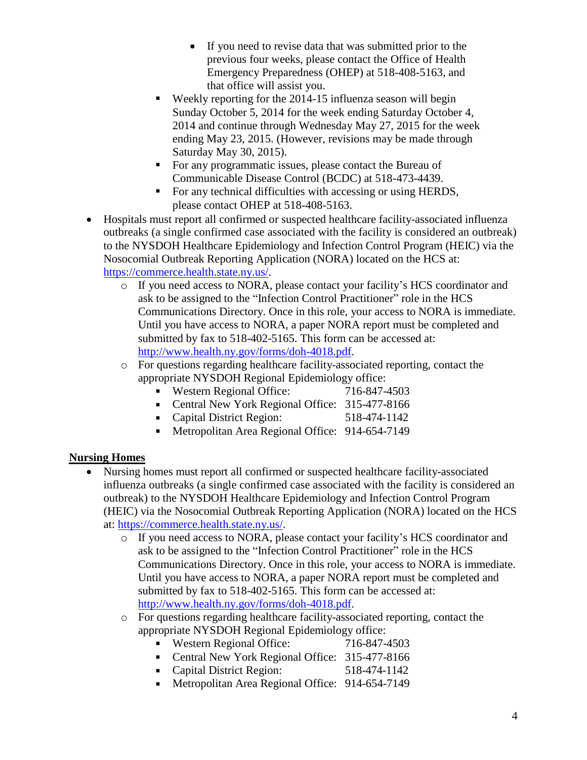- If you need to revise data that was submitted prior to the previous four weeks, please contact the Office of Health Emergency Preparedness (OHEP) at 518-408-5163, and that office will assist you.
    - Weekly reporting for the 2014-15 influenza season will begin Sunday October 5, 2014 for the week ending Saturday October 4, 2014 and continue through Wednesday May 27, 2015 for the week ending May 23, 2015. (However, revisions may be made through Saturday May 30, 2015).
    - For any programmatic issues, please contact the Bureau of Communicable Disease Control (BCDC) at 518-473-4439.
    - For any technical difficulties with accessing or using HERDS, please contact OHEP at 518-408-5163.
- Hospitals must report all confirmed or suspected healthcare facility-associated influenza outbreaks (a single confirmed case associated with the facility is considered an outbreak) to the NYSDOH Healthcare Epidemiology and Infection Control Program (HEIC) via the Nosocomial Outbreak Reporting Application (NORA) located on the HCS at: https://commerce.health.state.ny.us/.
    - If you need access to NORA, please contact your facility's HCS coordinator and ask to be assigned to the "Infection Control Practitioner" role in the HCS Communications Directory. Once in this role, your access to NORA is immediate. Until you have access to NORA, a paper NORA report must be completed and submitted by fax to 518-402-5165. This form can be accessed at: http://www.health.ny.gov/forms/doh-4018.pdf.
    - For questions regarding healthcare facility-associated reporting, contact the appropriate NYSDOH Regional Epidemiology office:
        - Western Regional Office: 716-847-4503
        - Central New York Regional Office: 315-477-8166
        - Capital District Region: 518-474-1142
        - Metropolitan Area Regional Office: 914-654-7149

**Nursing Homes**

- Nursing homes must report all confirmed or suspected healthcare facility-associated influenza outbreaks (a single confirmed case associated with the facility is considered an outbreak) to the NYSDOH Healthcare Epidemiology and Infection Control Program (HEIC) via the Nosocomial Outbreak Reporting Application (NORA) located on the HCS at: https://commerce.health.state.ny.us/.
    - If you need access to NORA, please contact your facility's HCS coordinator and ask to be assigned to the "Infection Control Practitioner" role in the HCS Communications Directory. Once in this role, your access to NORA is immediate. Until you have access to NORA, a paper NORA report must be completed and submitted by fax to 518-402-5165. This form can be accessed at: http://www.health.ny.gov/forms/doh-4018.pdf.
    - For questions regarding healthcare facility-associated reporting, contact the appropriate NYSDOH Regional Epidemiology office:
        - Western Regional Office: 716-847-4503
        - Central New York Regional Office: 315-477-8166
        - Capital District Region: 518-474-1142
        - Metropolitan Area Regional Office: 914-654-7149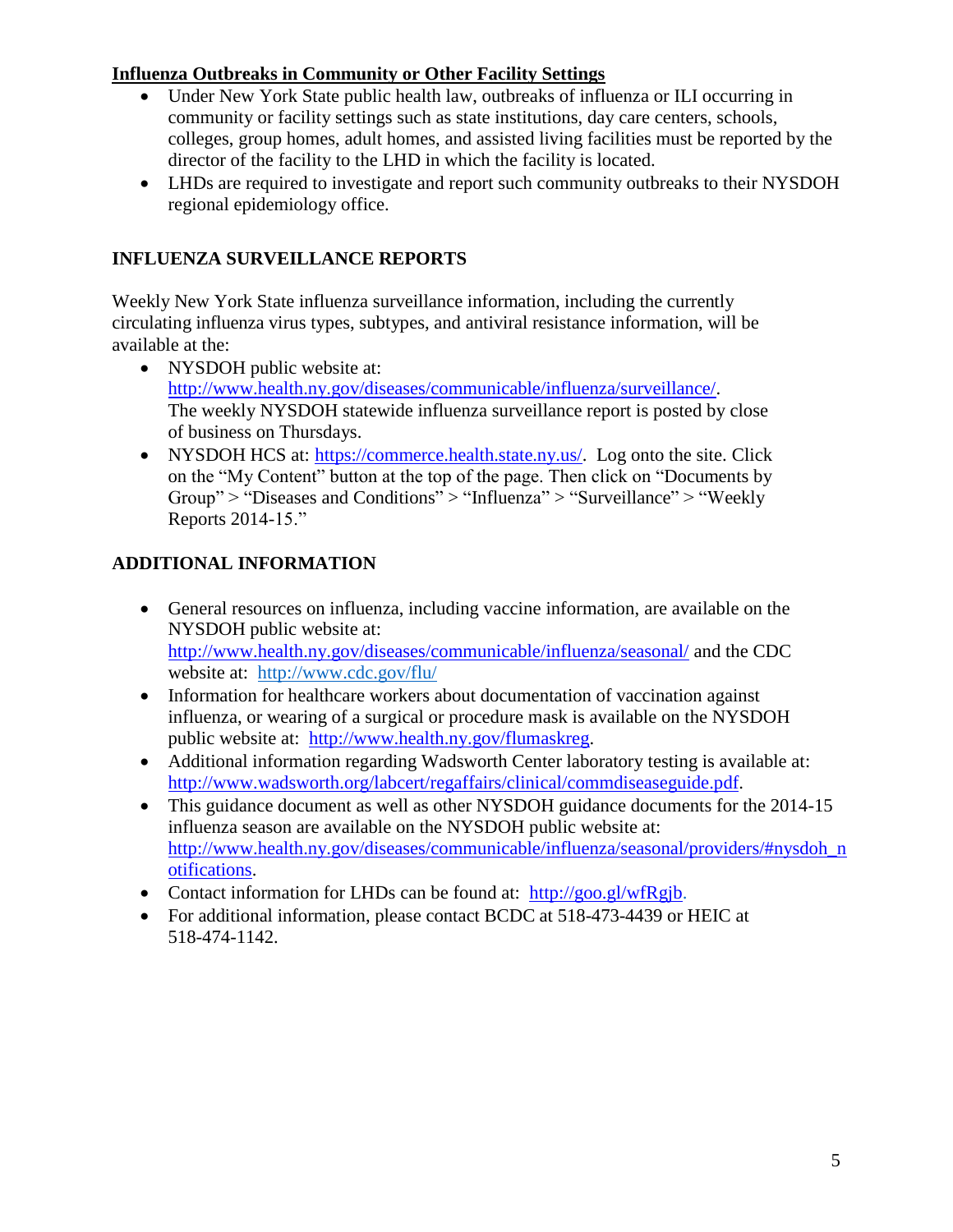**Influenza Outbreaks in Community or Other Facility Settings**

- Under New York State public health law, outbreaks of influenza or ILI occurring in community or facility settings such as state institutions, day care centers, schools, colleges, group homes, adult homes, and assisted living facilities must be reported by the director of the facility to the LHD in which the facility is located.
- LHDs are required to investigate and report such community outbreaks to their NYSDOH regional epidemiology office.

## INFLUENZA SURVEILLANCE REPORTS

Weekly New York State influenza surveillance information, including the currently circulating influenza virus types, subtypes, and antiviral resistance information, will be available at the:

- NYSDOH public website at: http://www.health.ny.gov/diseases/communicable/influenza/surveillance/. The weekly NYSDOH statewide influenza surveillance report is posted by close of business on Thursdays.
- NYSDOH HCS at: https://commerce.health.state.ny.us/. Log onto the site. Click on the "My Content" button at the top of the page. Then click on "Documents by Group" > "Diseases and Conditions" > "Influenza" > "Surveillance" > "Weekly Reports 2014-15."

## ADDITIONAL INFORMATION

- General resources on influenza, including vaccine information, are available on the NYSDOH public website at: http://www.health.ny.gov/diseases/communicable/influenza/seasonal/ and the CDC website at: http://www.cdc.gov/flu/
- Information for healthcare workers about documentation of vaccination against influenza, or wearing of a surgical or procedure mask is available on the NYSDOH public website at: http://www.health.ny.gov/flumaskreg.
- Additional information regarding Wadsworth Center laboratory testing is available at: http://www.wadsworth.org/labcert/regaffairs/clinical/commdiseaseguide.pdf.
- This guidance document as well as other NYSDOH guidance documents for the 2014-15 influenza season are available on the NYSDOH public website at: http://www.health.ny.gov/diseases/communicable/influenza/seasonal/providers/#nysdoh_notifications.
- Contact information for LHDs can be found at: http://goo.gl/wfRgjb.
- For additional information, please contact BCDC at 518-473-4439 or HEIC at 518-474-1142.